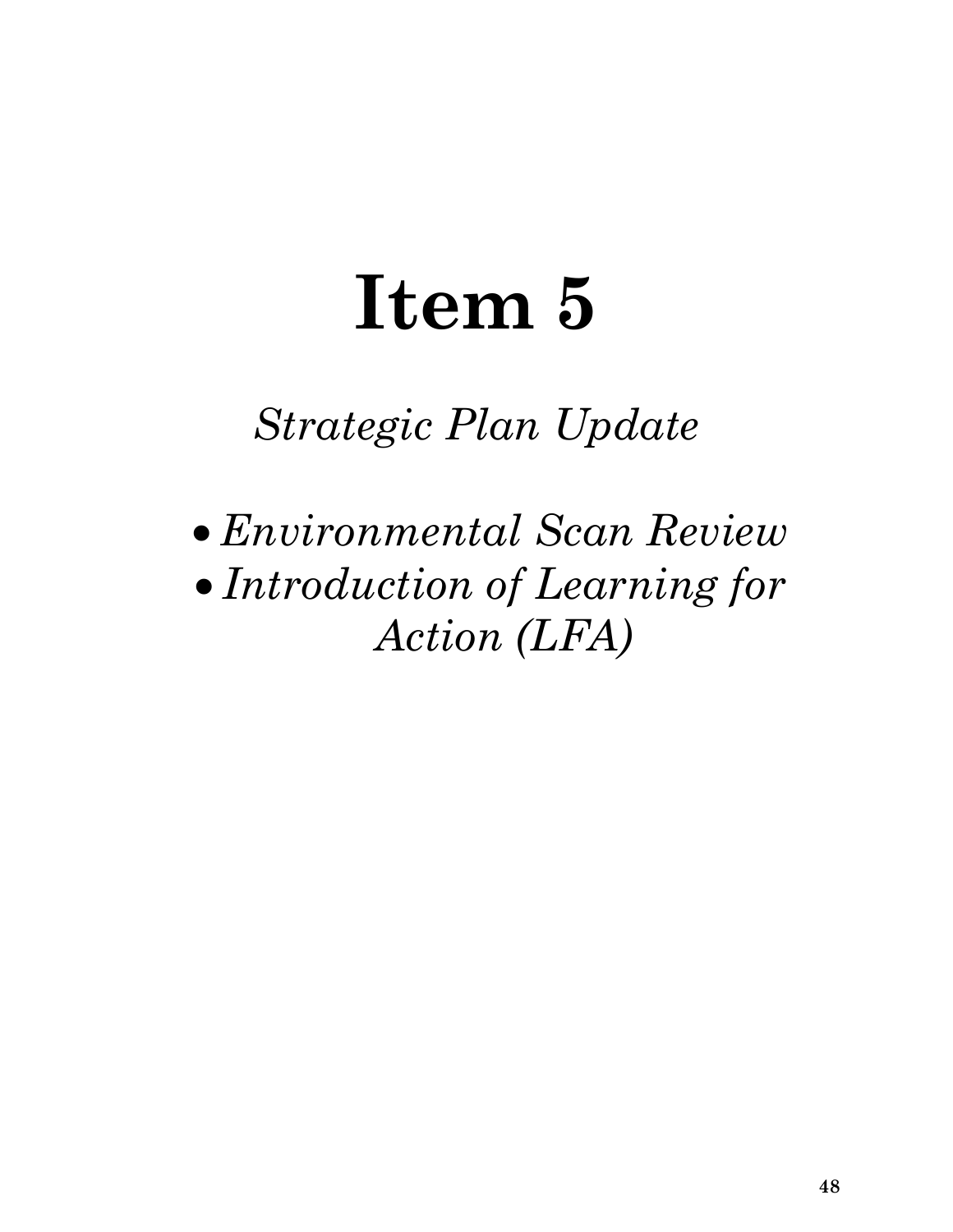# Item 5

*Strategic Plan Update*

- *Environmental Scan Review*
- *Introduction of Learning for Action (LFA)*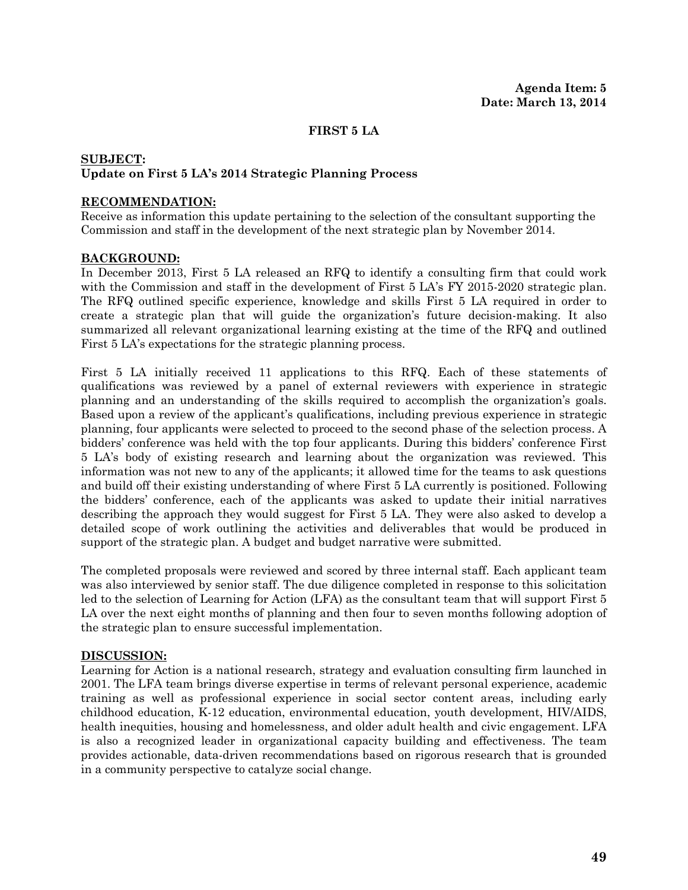**Agenda Item: 5**
**Date: March 13, 2014**

**FIRST 5 LA**

**SUBJECT:**
**Update on First 5 LA's 2014 Strategic Planning Process**

**RECOMMENDATION:**
Receive as information this update pertaining to the selection of the consultant supporting the Commission and staff in the development of the next strategic plan by November 2014.

**BACKGROUND:**
In December 2013, First 5 LA released an RFQ to identify a consulting firm that could work with the Commission and staff in the development of First 5 LA's FY 2015-2020 strategic plan. The RFQ outlined specific experience, knowledge and skills First 5 LA required in order to create a strategic plan that will guide the organization's future decision-making. It also summarized all relevant organizational learning existing at the time of the RFQ and outlined First 5 LA's expectations for the strategic planning process.

First 5 LA initially received 11 applications to this RFQ. Each of these statements of qualifications was reviewed by a panel of external reviewers with experience in strategic planning and an understanding of the skills required to accomplish the organization's goals. Based upon a review of the applicant's qualifications, including previous experience in strategic planning, four applicants were selected to proceed to the second phase of the selection process. A bidders' conference was held with the top four applicants. During this bidders' conference First 5 LA's body of existing research and learning about the organization was reviewed. This information was not new to any of the applicants; it allowed time for the teams to ask questions and build off their existing understanding of where First 5 LA currently is positioned. Following the bidders' conference, each of the applicants was asked to update their initial narratives describing the approach they would suggest for First 5 LA. They were also asked to develop a detailed scope of work outlining the activities and deliverables that would be produced in support of the strategic plan. A budget and budget narrative were submitted.

The completed proposals were reviewed and scored by three internal staff. Each applicant team was also interviewed by senior staff. The due diligence completed in response to this solicitation led to the selection of Learning for Action (LFA) as the consultant team that will support First 5 LA over the next eight months of planning and then four to seven months following adoption of the strategic plan to ensure successful implementation.

**DISCUSSION:**
Learning for Action is a national research, strategy and evaluation consulting firm launched in 2001. The LFA team brings diverse expertise in terms of relevant personal experience, academic training as well as professional experience in social sector content areas, including early childhood education, K-12 education, environmental education, youth development, HIV/AIDS, health inequities, housing and homelessness, and older adult health and civic engagement. LFA is also a recognized leader in organizational capacity building and effectiveness. The team provides actionable, data-driven recommendations based on rigorous research that is grounded in a community perspective to catalyze social change.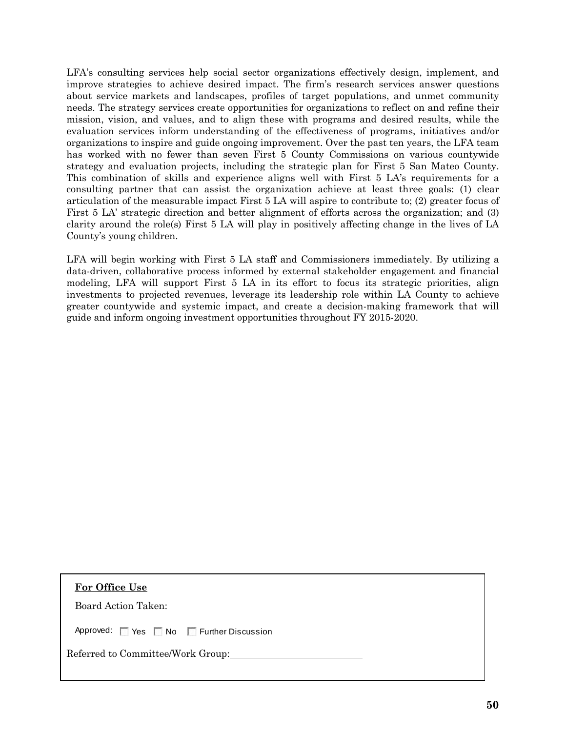LFA's consulting services help social sector organizations effectively design, implement, and improve strategies to achieve desired impact. The firm's research services answer questions about service markets and landscapes, profiles of target populations, and unmet community needs. The strategy services create opportunities for organizations to reflect on and refine their mission, vision, and values, and to align these with programs and desired results, while the evaluation services inform understanding of the effectiveness of programs, initiatives and/or organizations to inspire and guide ongoing improvement. Over the past ten years, the LFA team has worked with no fewer than seven First 5 County Commissions on various countywide strategy and evaluation projects, including the strategic plan for First 5 San Mateo County. This combination of skills and experience aligns well with First 5 LA's requirements for a consulting partner that can assist the organization achieve at least three goals: (1) clear articulation of the measurable impact First 5 LA will aspire to contribute to; (2) greater focus of First 5 LA' strategic direction and better alignment of efforts across the organization; and (3) clarity around the role(s) First 5 LA will play in positively affecting change in the lives of LA County's young children.

LFA will begin working with First 5 LA staff and Commissioners immediately. By utilizing a data-driven, collaborative process informed by external stakeholder engagement and financial modeling, LFA will support First 5 LA in its effort to focus its strategic priorities, align investments to projected revenues, leverage its leadership role within LA County to achieve greater countywide and systemic impact, and create a decision-making framework that will guide and inform ongoing investment opportunities throughout FY 2015-2020.

**For Office Use**

Board Action Taken:

Approved: ☐ Yes ☐ No ☐ Further Discussion

Referred to Committee/Work Group:\_\_\_\_\_\_\_\_\_\_\_\_\_\_\_\_\_\_\_\_\_\_\_\_\_\_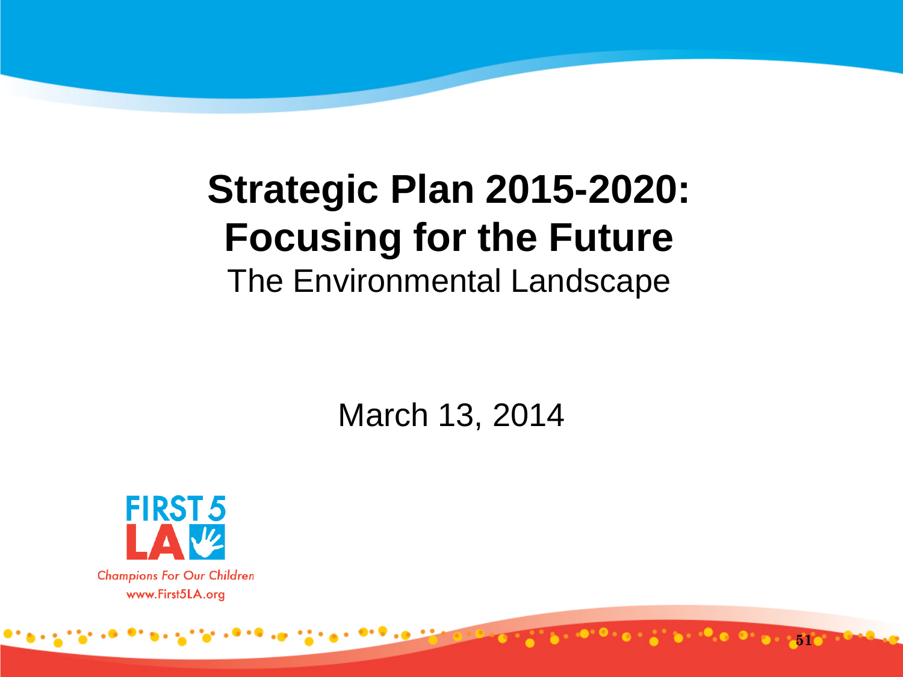# Strategic Plan 2015-2020: Focusing for the Future

The Environmental Landscape

March 13, 2014

FIRST 5 LA

Champions For Our Children

www.First5LA.org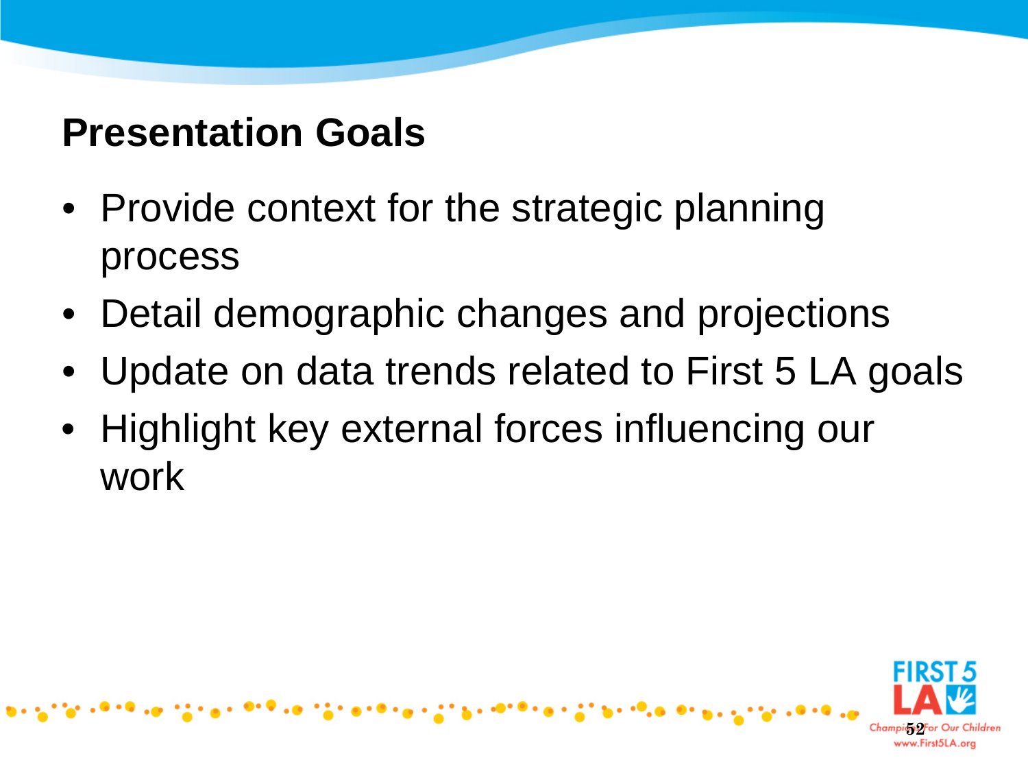## Presentation Goals

- Provide context for the strategic planning process
- Detail demographic changes and projections
- Update on data trends related to First 5 LA goals
- Highlight key external forces influencing our work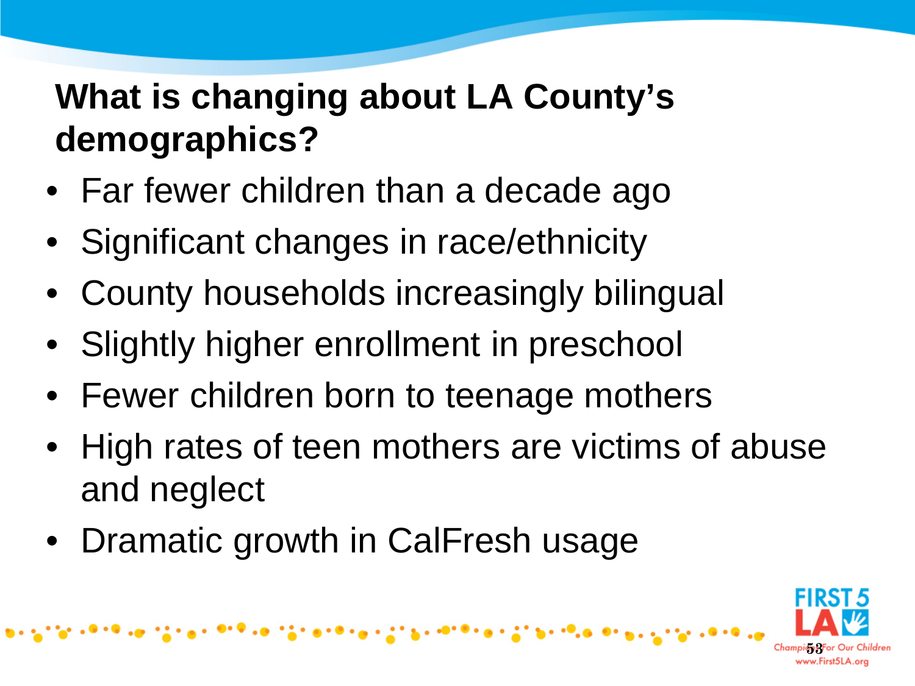## What is changing about LA County's demographics?

- Far fewer children than a decade ago
- Significant changes in race/ethnicity
- County households increasingly bilingual
- Slightly higher enrollment in preschool
- Fewer children born to teenage mothers
- High rates of teen mothers are victims of abuse and neglect
- Dramatic growth in CalFresh usage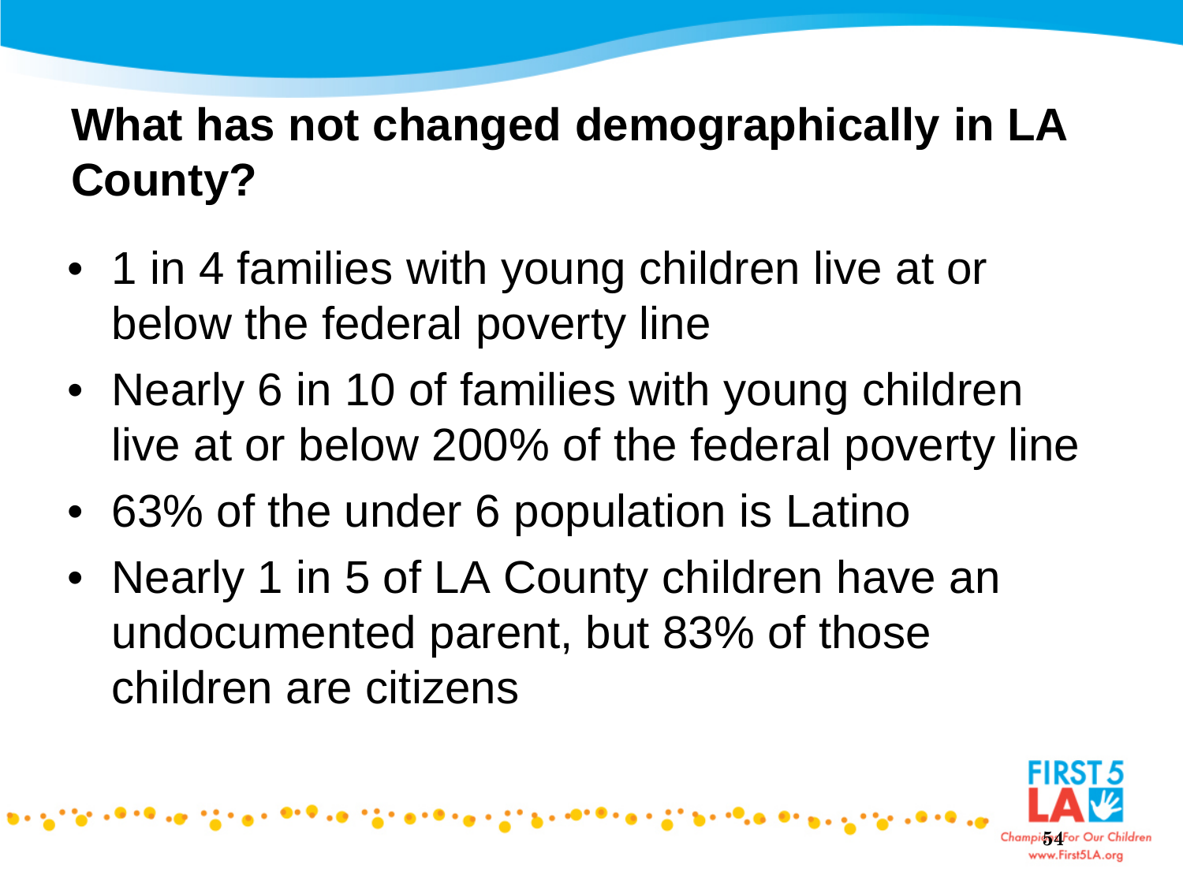# What has not changed demographically in LA County?

- 1 in 4 families with young children live at or below the federal poverty line
- Nearly 6 in 10 of families with young children live at or below 200% of the federal poverty line
- 63% of the under 6 population is Latino
- Nearly 1 in 5 of LA County children have an undocumented parent, but 83% of those children are citizens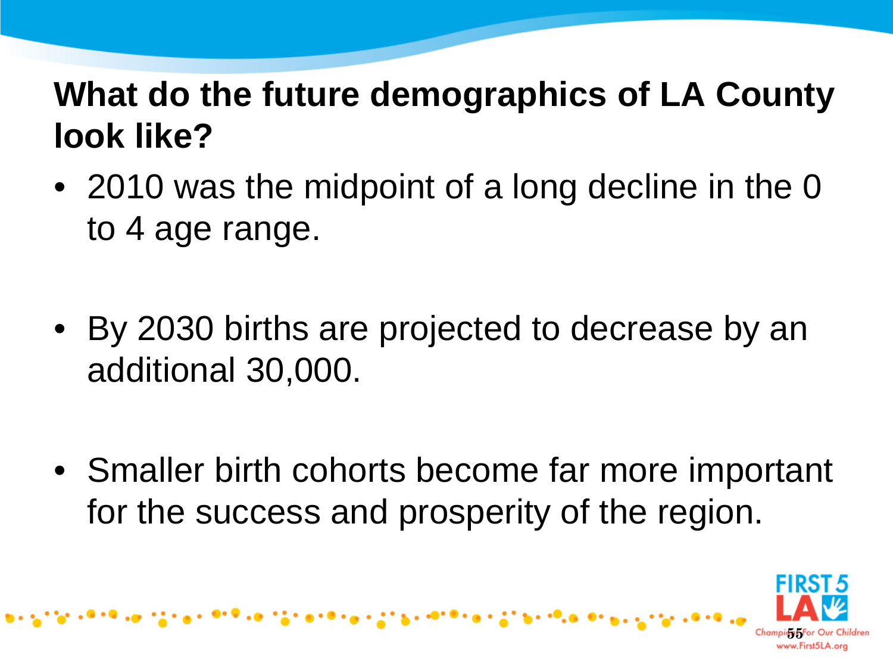## What do the future demographics of LA County look like?

- 2010 was the midpoint of a long decline in the 0 to 4 age range.
- By 2030 births are projected to decrease by an additional 30,000.
- Smaller birth cohorts become far more important for the success and prosperity of the region.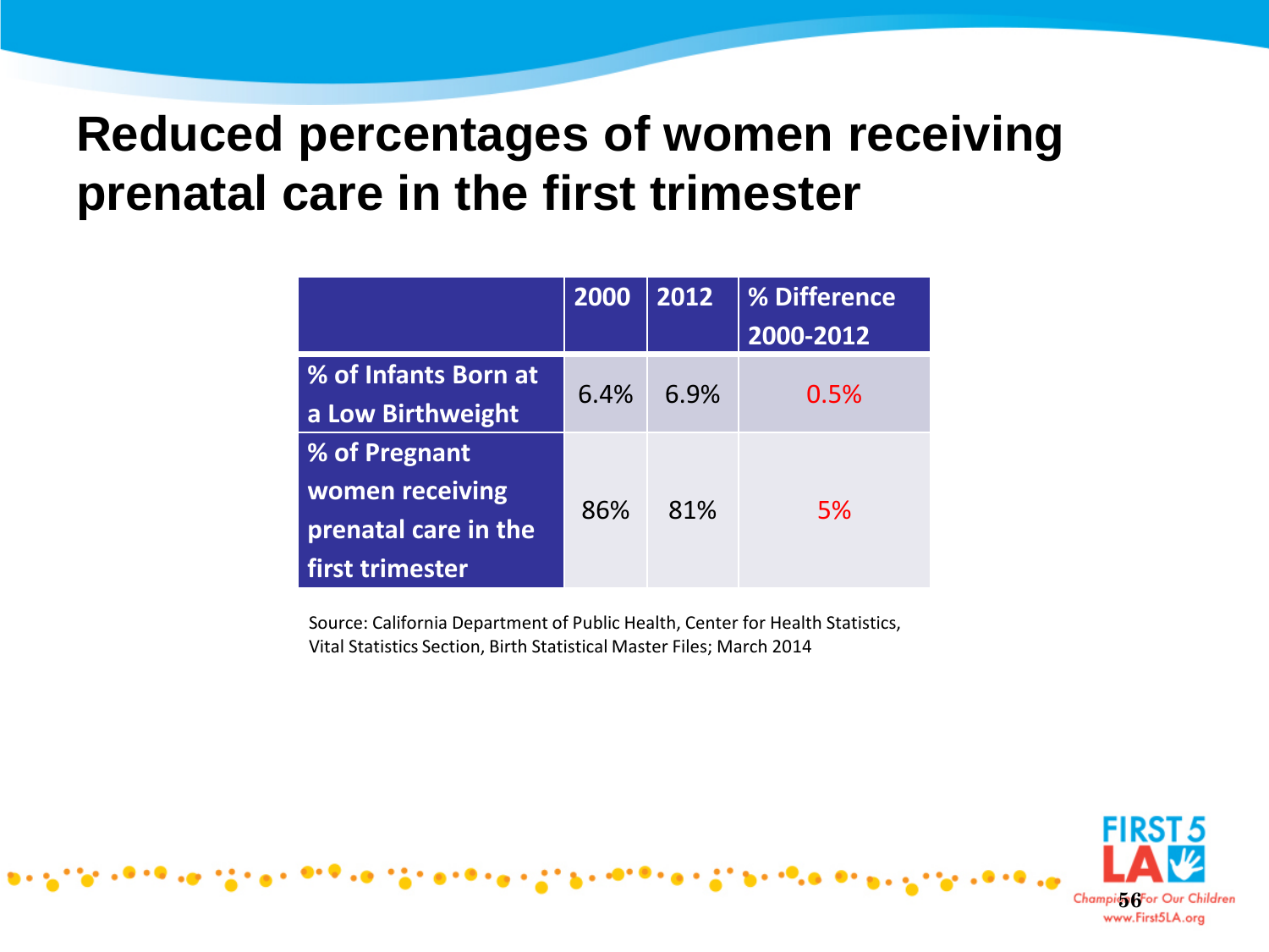# Reduced percentages of women receiving prenatal care in the first trimester

| | 2000 | 2012 | % Difference 2000-2012 |
|---|---|---|---|
| % of Infants Born at a Low Birthweight | 6.4% | 6.9% | 0.5% |
| % of Pregnant women receiving prenatal care in the first trimester | 86% | 81% | 5% |

Source: California Department of Public Health, Center for Health Statistics, Vital Statistics Section, Birth Statistical Master Files; March 2014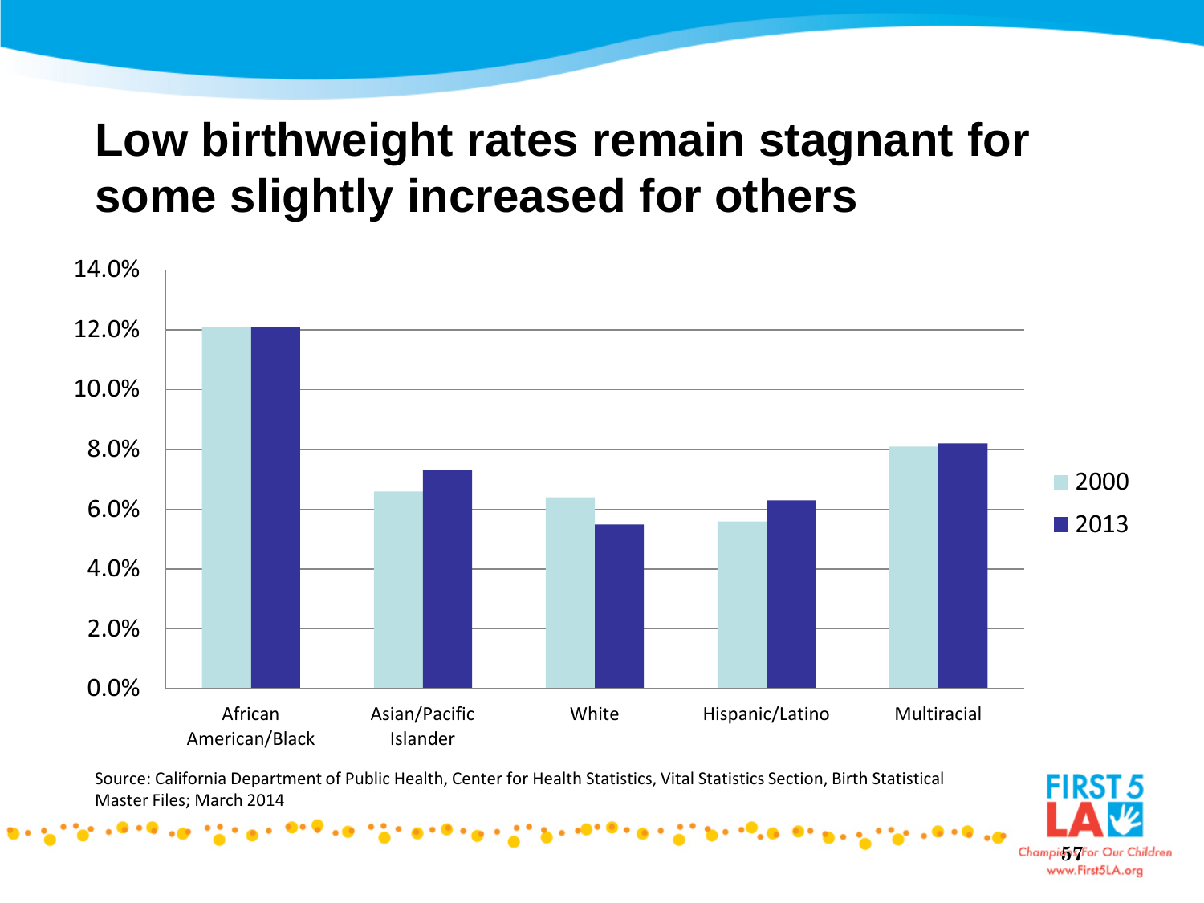# Low birthweight rates remain stagnant for some slightly increased for others

| | 2000 | 2013 |
|---|---|---|
| African American/Black | 12.1% | 12.1% |
| Asian/Pacific Islander | 6.6% | 7.3% |
| White | 6.4% | 5.5% |
| Hispanic/Latino | 5.6% | 6.3% |
| Multiracial | 8.1% | 8.2% |

Source: California Department of Public Health, Center for Health Statistics, Vital Statistics Section, Birth Statistical Master Files; March 2014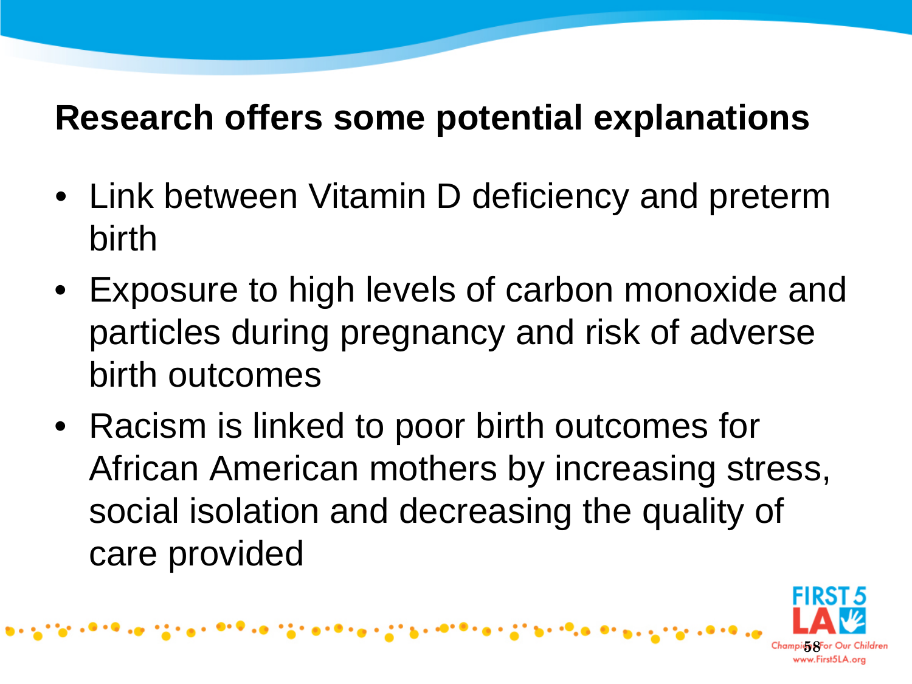## Research offers some potential explanations

- Link between Vitamin D deficiency and preterm birth
- Exposure to high levels of carbon monoxide and particles during pregnancy and risk of adverse birth outcomes
- Racism is linked to poor birth outcomes for African American mothers by increasing stress, social isolation and decreasing the quality of care provided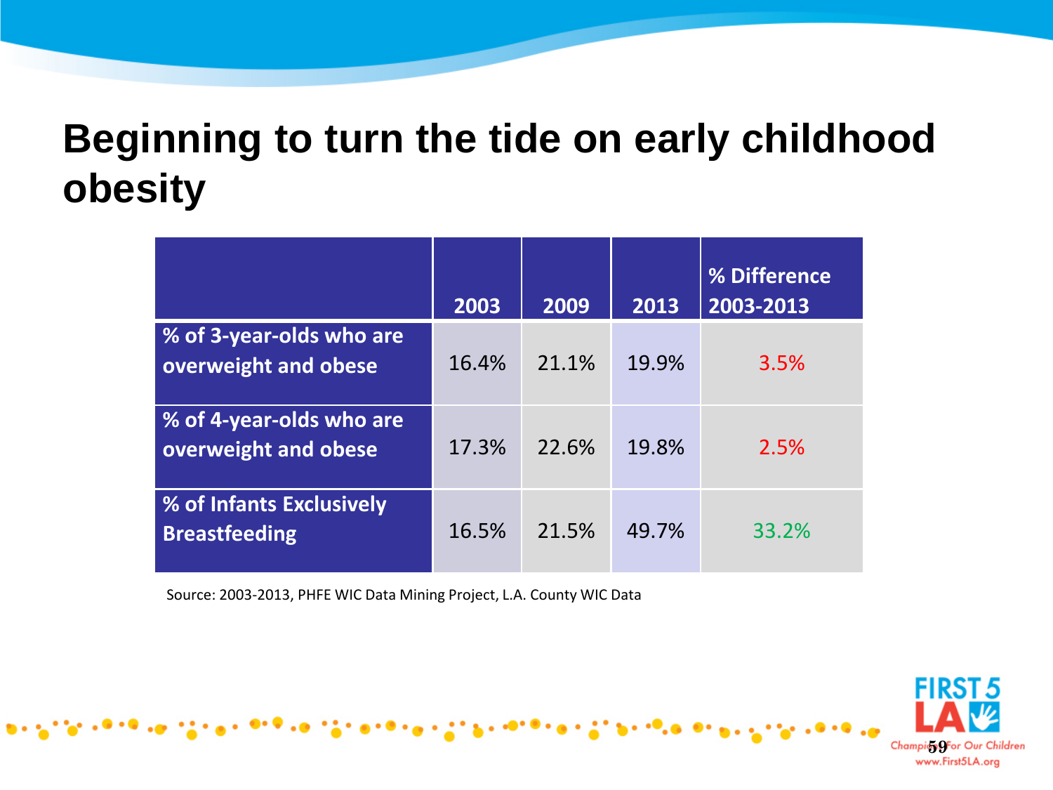# Beginning to turn the tide on early childhood obesity

| | 2003 | 2009 | 2013 | % Difference 2003-2013 |
|---|---|---|---|---|
| % of 3-year-olds who are overweight and obese | 16.4% | 21.1% | 19.9% | 3.5% |
| % of 4-year-olds who are overweight and obese | 17.3% | 22.6% | 19.8% | 2.5% |
| % of Infants Exclusively Breastfeeding | 16.5% | 21.5% | 49.7% | 33.2% |

Source: 2003-2013, PHFE WIC Data Mining Project, L.A. County WIC Data

FIRST 5 LA
Champions For Our Children
www.First5LA.org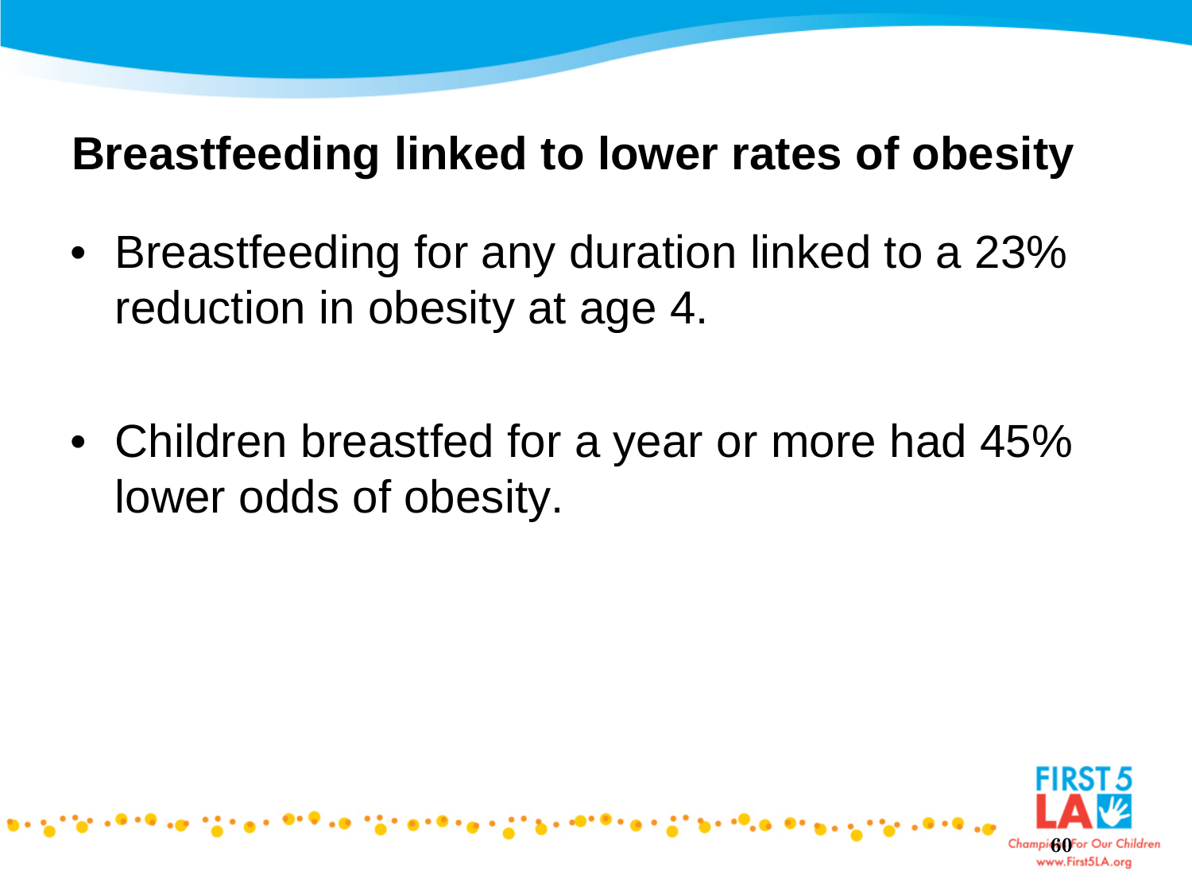## Breastfeeding linked to lower rates of obesity

- Breastfeeding for any duration linked to a 23% reduction in obesity at age 4.

- Children breastfed for a year or more had 45% lower odds of obesity.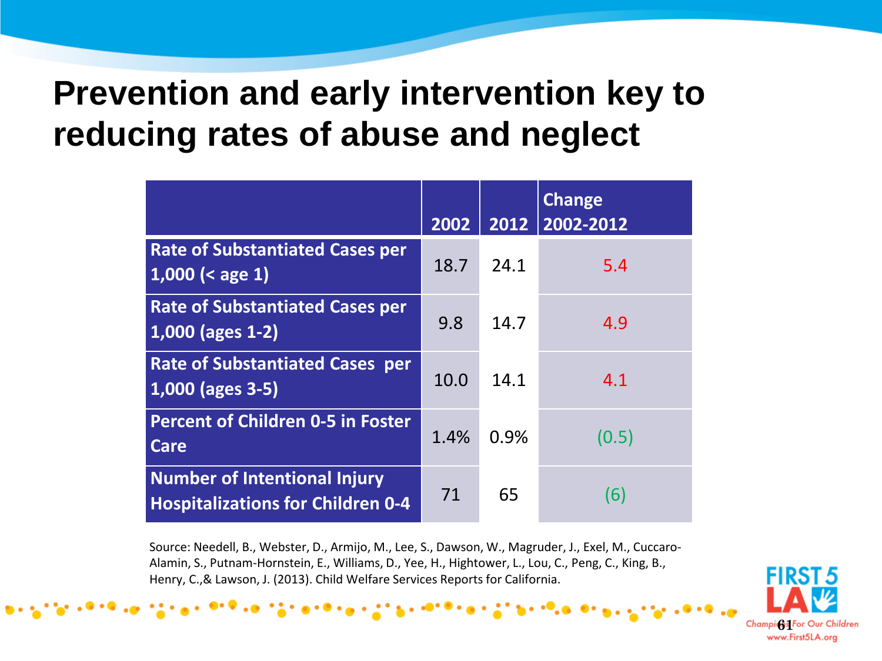# Prevention and early intervention key to reducing rates of abuse and neglect

| | 2002 | 2012 | Change 2002-2012 |
|---|---|---|---|
| **Rate of Substantiated Cases per 1,000 (< age 1)** | 18.7 | 24.1 | 5.4 |
| **Rate of Substantiated Cases per 1,000 (ages 1-2)** | 9.8 | 14.7 | 4.9 |
| **Rate of Substantiated Cases per 1,000 (ages 3-5)** | 10.0 | 14.1 | 4.1 |
| **Percent of Children 0-5 in Foster Care** | 1.4% | 0.9% | (0.5) |
| **Number of Intentional Injury Hospitalizations for Children 0-4** | 71 | 65 | (6) |

Source: Needell, B., Webster, D., Armijo, M., Lee, S., Dawson, W., Magruder, J., Exel, M., Cuccaro-Alamin, S., Putnam-Hornstein, E., Williams, D., Yee, H., Hightower, L., Lou, C., Peng, C., King, B., Henry, C.,& Lawson, J. (2013). Child Welfare Services Reports for California.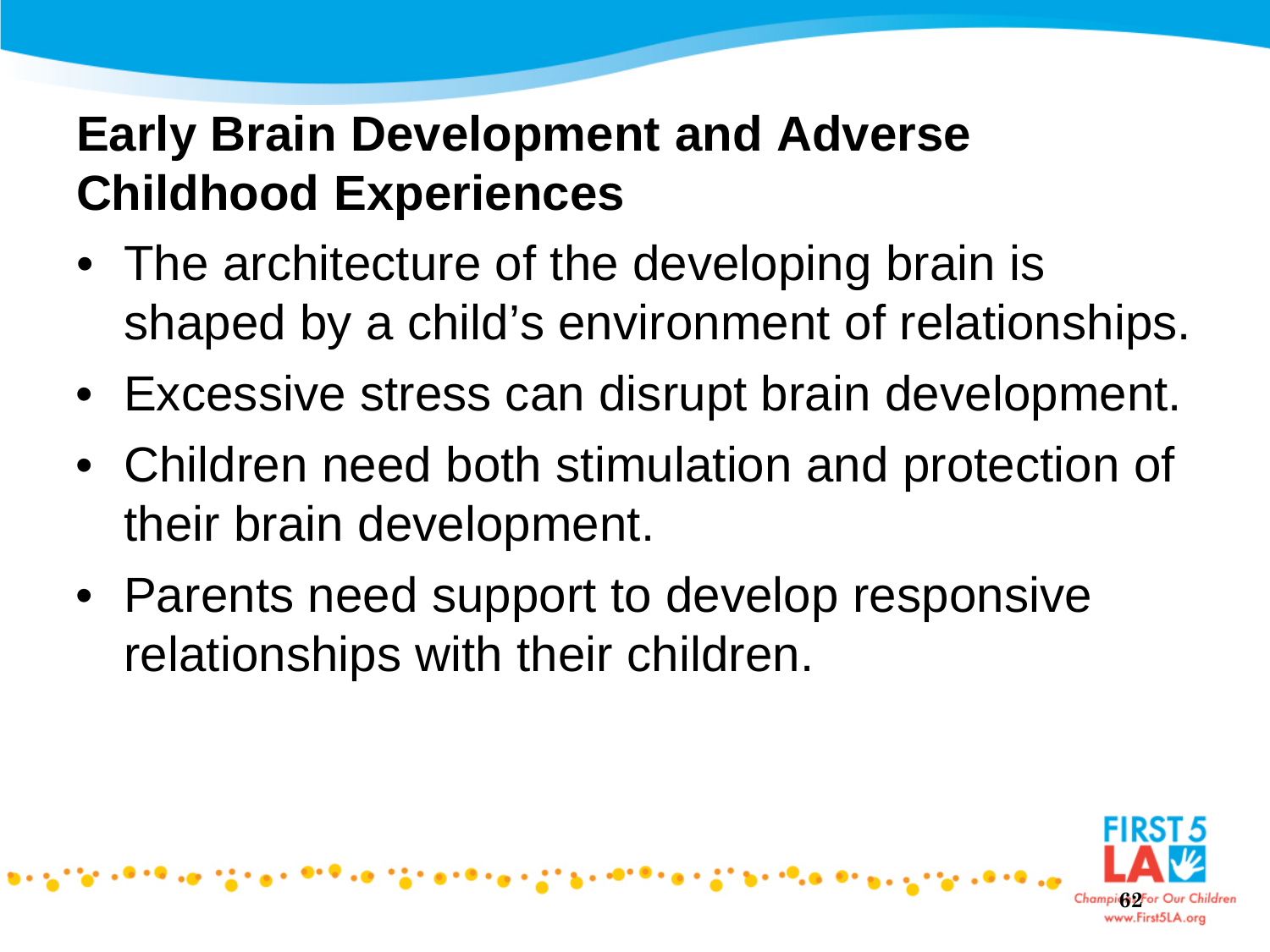## Early Brain Development and Adverse Childhood Experiences

- The architecture of the developing brain is shaped by a child's environment of relationships.
- Excessive stress can disrupt brain development.
- Children need both stimulation and protection of their brain development.
- Parents need support to develop responsive relationships with their children.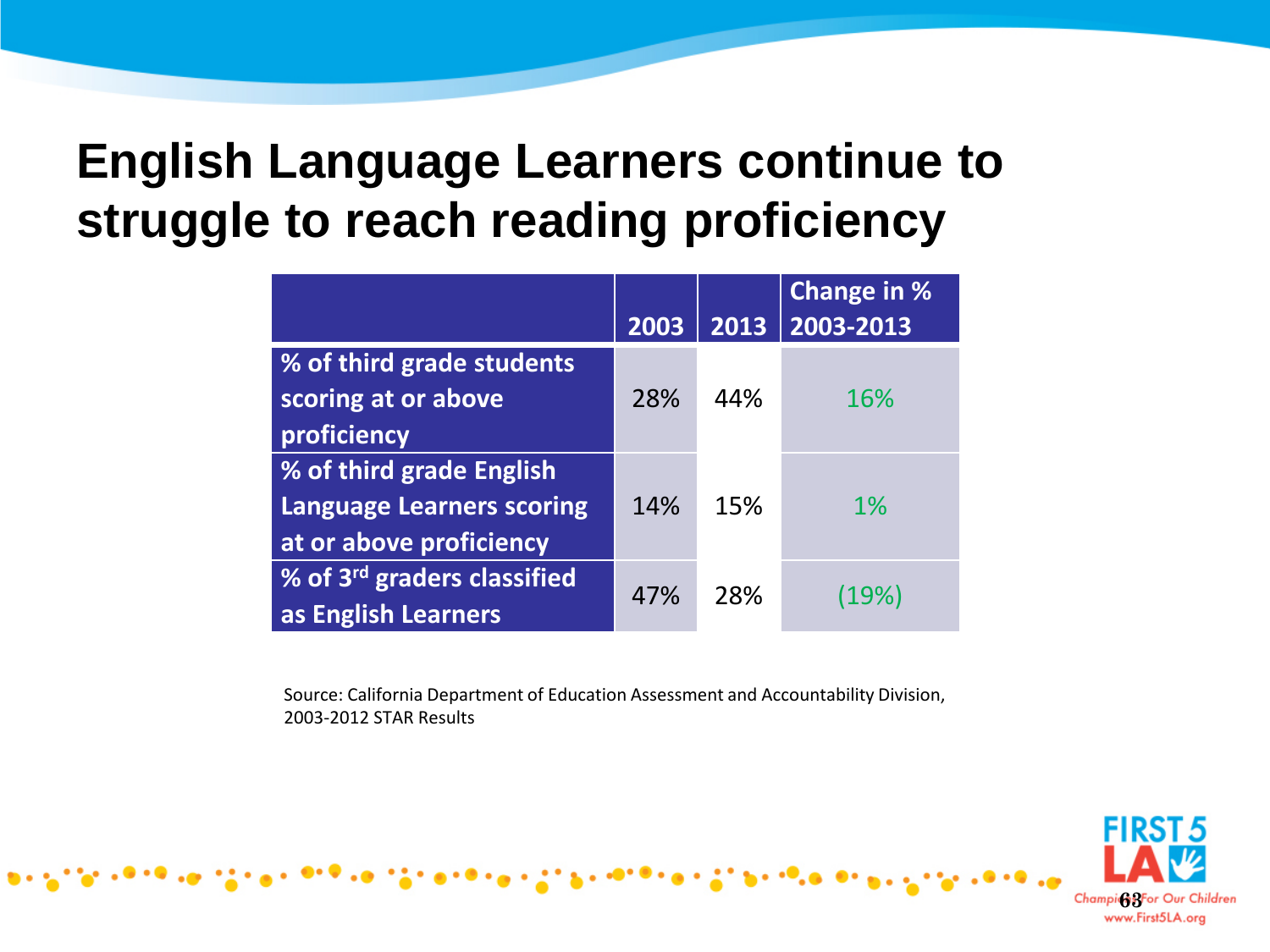# English Language Learners continue to struggle to reach reading proficiency

| | 2003 | 2013 | Change in % 2003-2013 |
|---|---|---|---|
| % of third grade students scoring at or above proficiency | 28% | 44% | 16% |
| % of third grade English Language Learners scoring at or above proficiency | 14% | 15% | 1% |
| % of 3rd graders classified as English Learners | 47% | 28% | (19%) |

Source: California Department of Education Assessment and Accountability Division, 2003-2012 STAR Results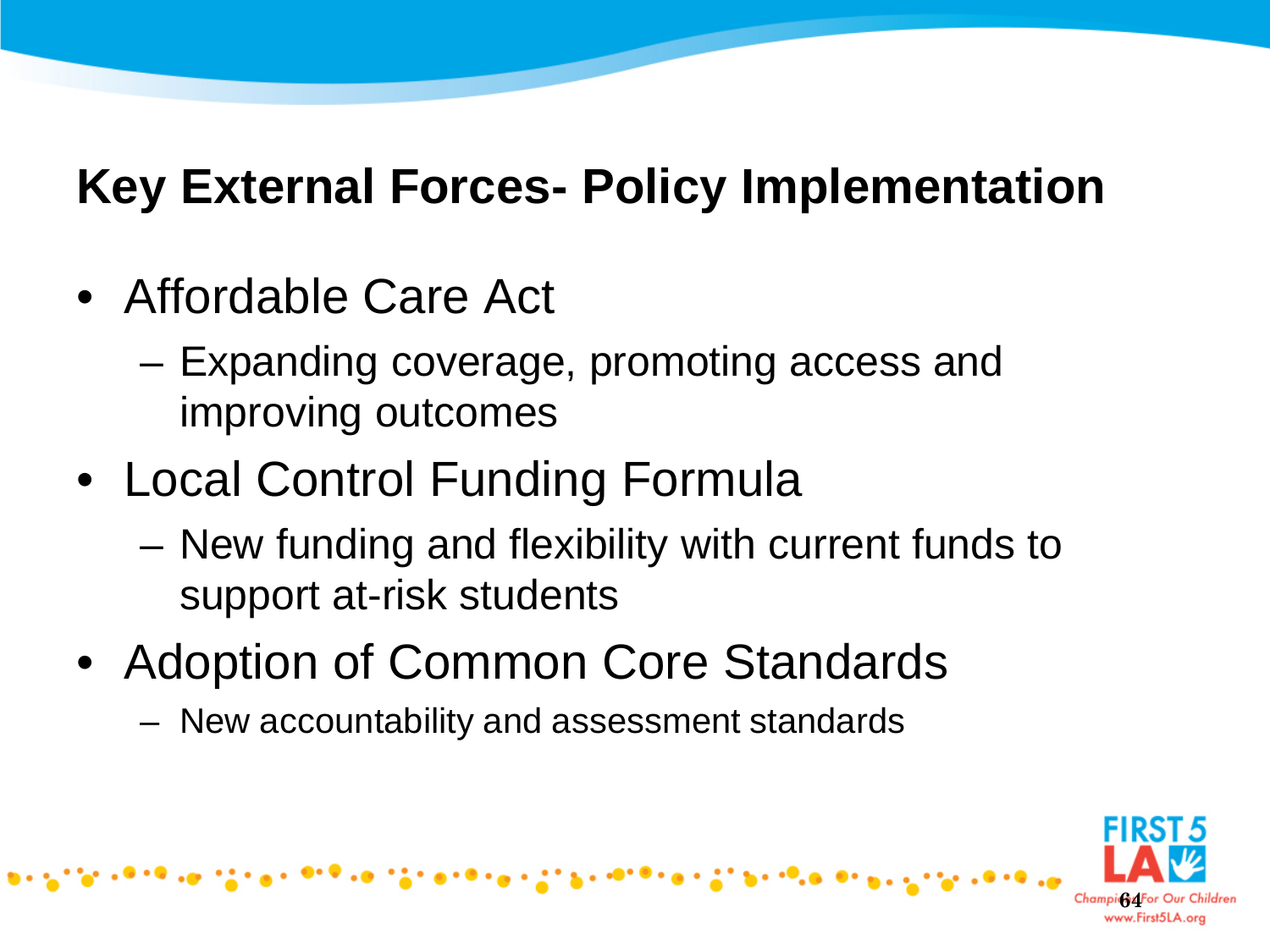# Key External Forces- Policy Implementation

- Affordable Care Act
  - Expanding coverage, promoting access and improving outcomes
- Local Control Funding Formula
  - New funding and flexibility with current funds to support at-risk students
- Adoption of Common Core Standards
  - New accountability and assessment standards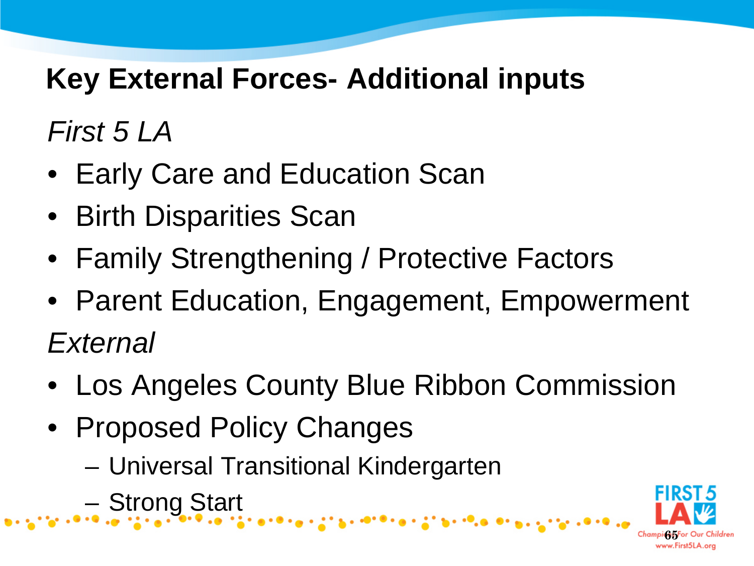# Key External Forces- Additional inputs

*First 5 LA*

- Early Care and Education Scan
- Birth Disparities Scan
- Family Strengthening / Protective Factors
- Parent Education, Engagement, Empowerment

*External*

- Los Angeles County Blue Ribbon Commission
- Proposed Policy Changes
  - Universal Transitional Kindergarten
  - Strong Start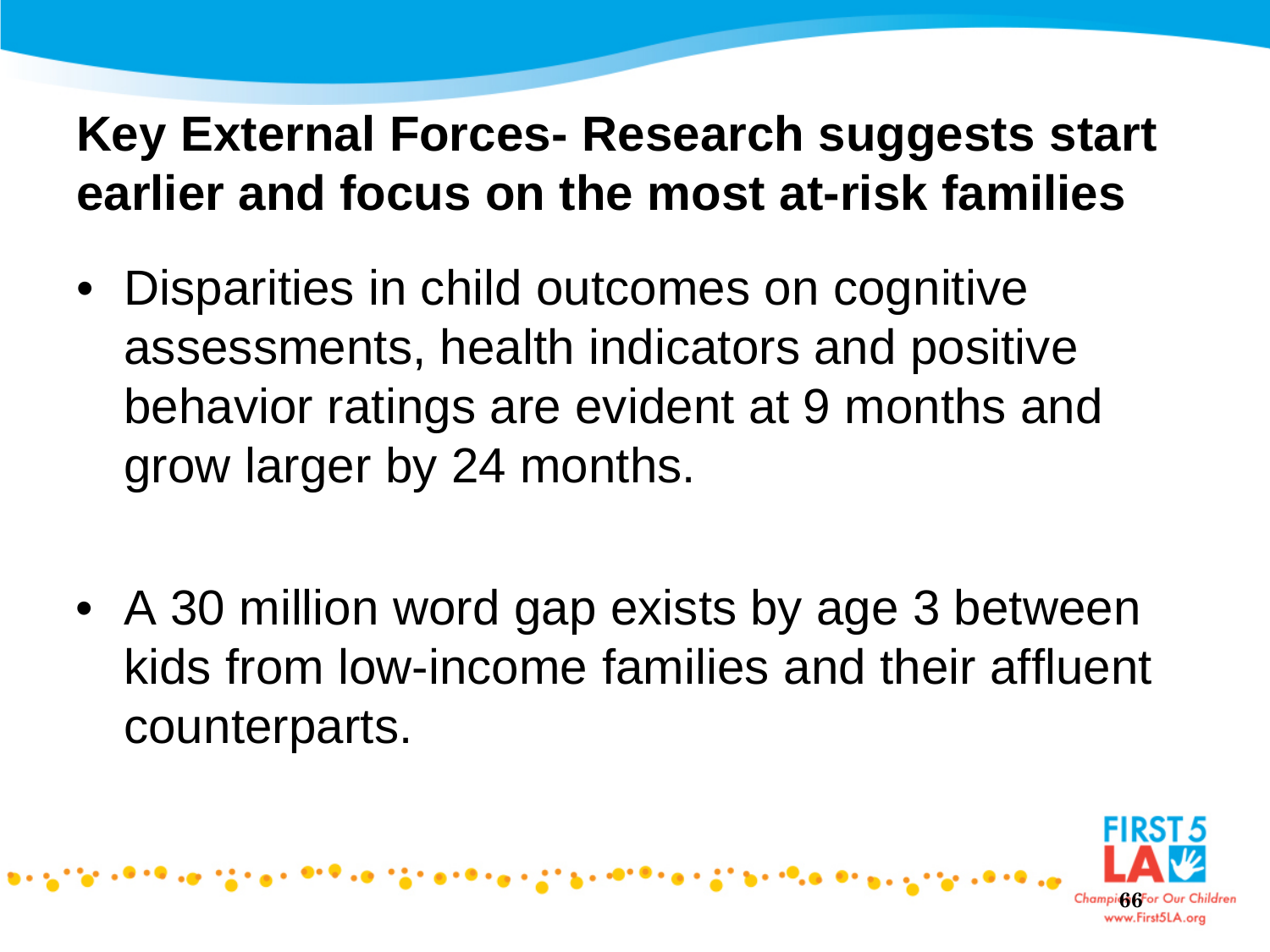## Key External Forces- Research suggests start earlier and focus on the most at-risk families

- Disparities in child outcomes on cognitive assessments, health indicators and positive behavior ratings are evident at 9 months and grow larger by 24 months.

- A 30 million word gap exists by age 3 between kids from low-income families and their affluent counterparts.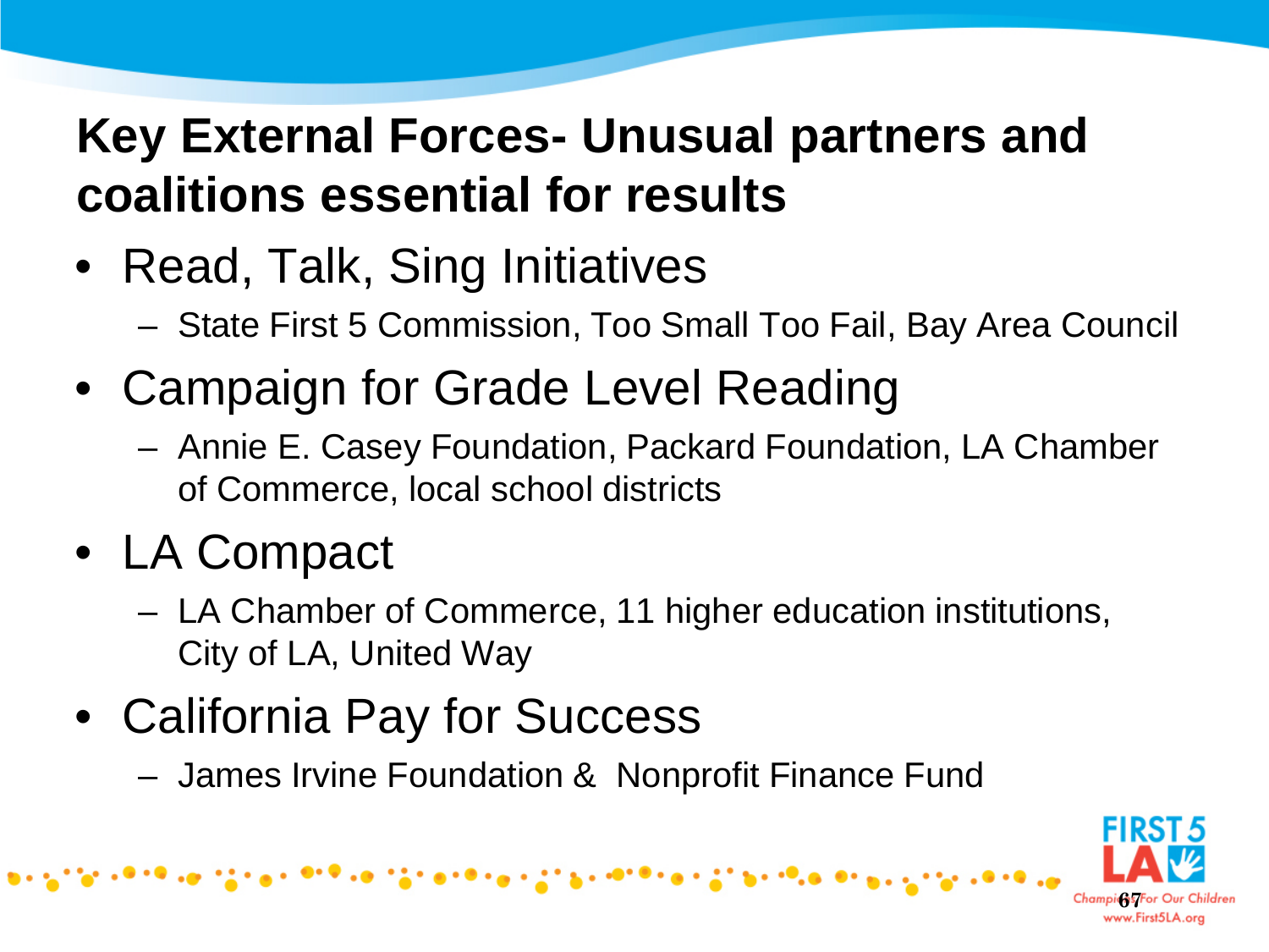# Key External Forces- Unusual partners and coalitions essential for results

- Read, Talk, Sing Initiatives
  - State First 5 Commission, Too Small Too Fail, Bay Area Council
- Campaign for Grade Level Reading
  - Annie E. Casey Foundation, Packard Foundation, LA Chamber of Commerce, local school districts
- LA Compact
  - LA Chamber of Commerce, 11 higher education institutions, City of LA, United Way
- California Pay for Success
  - James Irvine Foundation & Nonprofit Finance Fund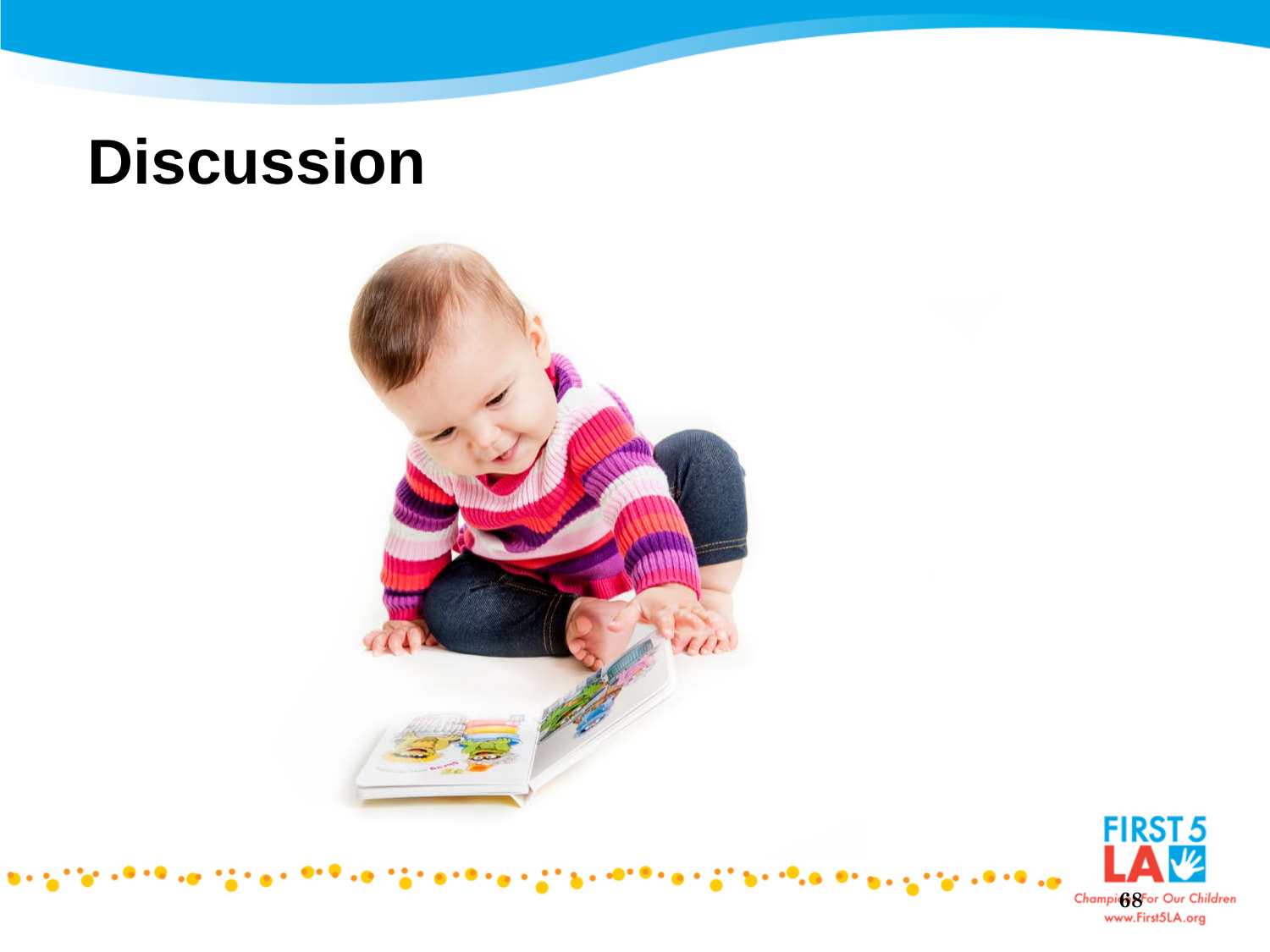# Discussion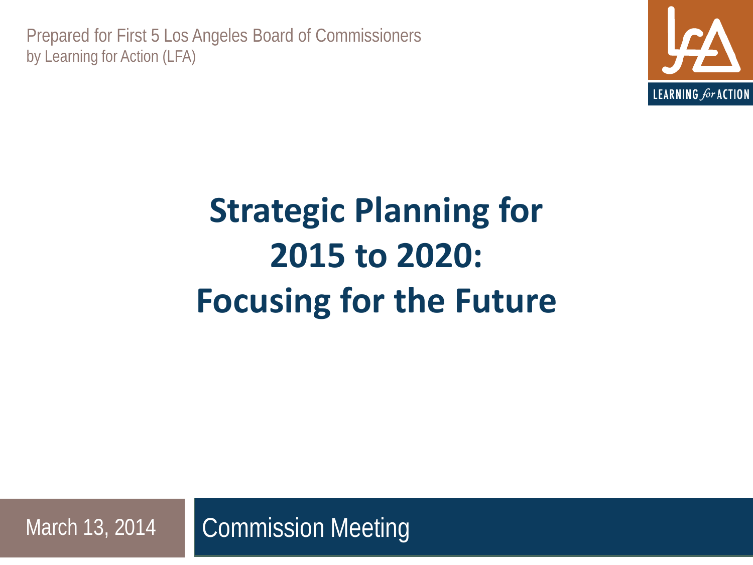Prepared for First 5 Los Angeles Board of Commissioners
by Learning for Action (LFA)

# Strategic Planning for 2015 to 2020: Focusing for the Future

March 13, 2014

Commission Meeting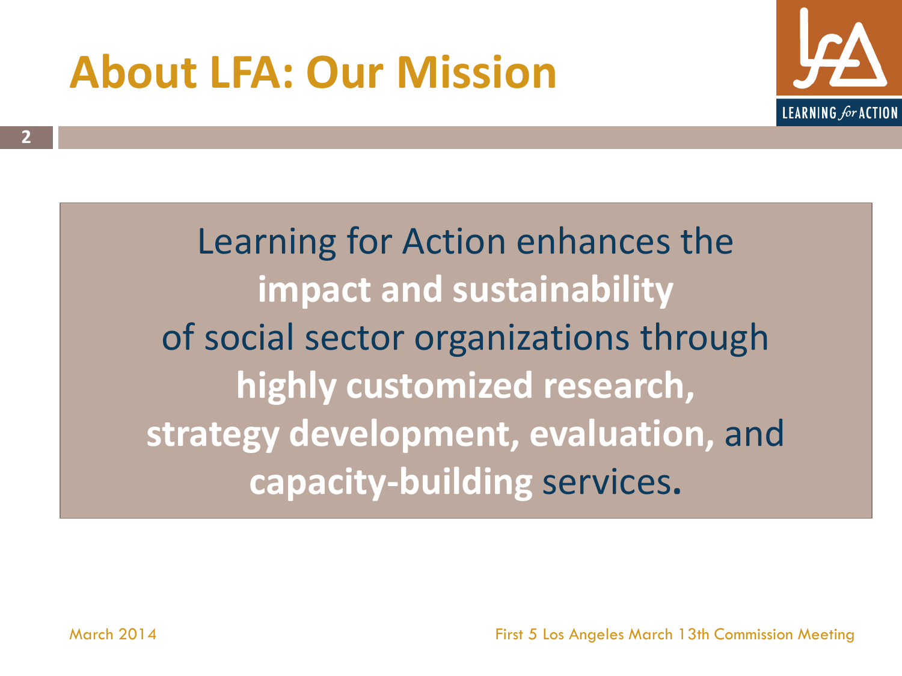# About LFA: Our Mission

Learning for Action enhances the **impact and sustainability** of social sector organizations through **highly customized research, strategy development, evaluation,** and **capacity-building** services.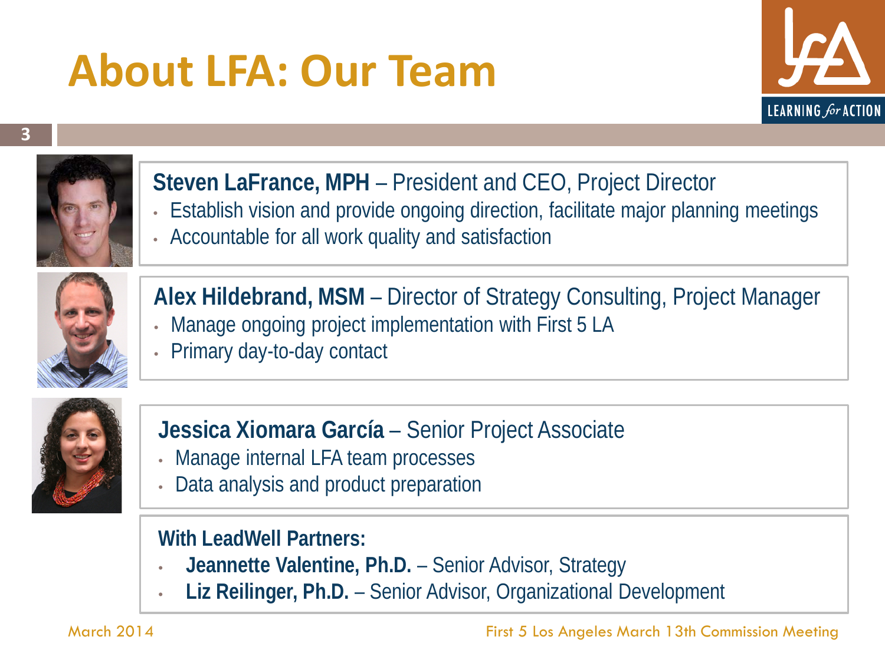# About LFA: Our Team

**Steven LaFrance, MPH** – President and CEO, Project Director

- Establish vision and provide ongoing direction, facilitate major planning meetings
- Accountable for all work quality and satisfaction

**Alex Hildebrand, MSM** – Director of Strategy Consulting, Project Manager

- Manage ongoing project implementation with First 5 LA
- Primary day-to-day contact

**Jessica Xiomara García** – Senior Project Associate

- Manage internal LFA team processes
- Data analysis and product preparation

**With LeadWell Partners:**

- **Jeannette Valentine, Ph.D.** – Senior Advisor, Strategy
- **Liz Reilinger, Ph.D.** – Senior Advisor, Organizational Development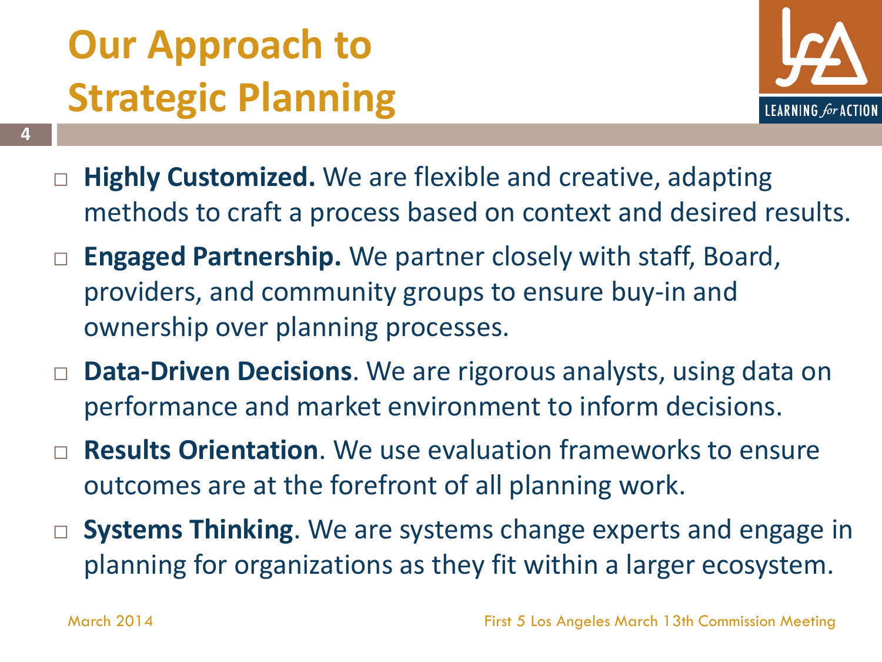# Our Approach to Strategic Planning

- **Highly Customized.** We are flexible and creative, adapting methods to craft a process based on context and desired results.
- **Engaged Partnership.** We partner closely with staff, Board, providers, and community groups to ensure buy-in and ownership over planning processes.
- **Data-Driven Decisions**. We are rigorous analysts, using data on performance and market environment to inform decisions.
- **Results Orientation**. We use evaluation frameworks to ensure outcomes are at the forefront of all planning work.
- **Systems Thinking**. We are systems change experts and engage in planning for organizations as they fit within a larger ecosystem.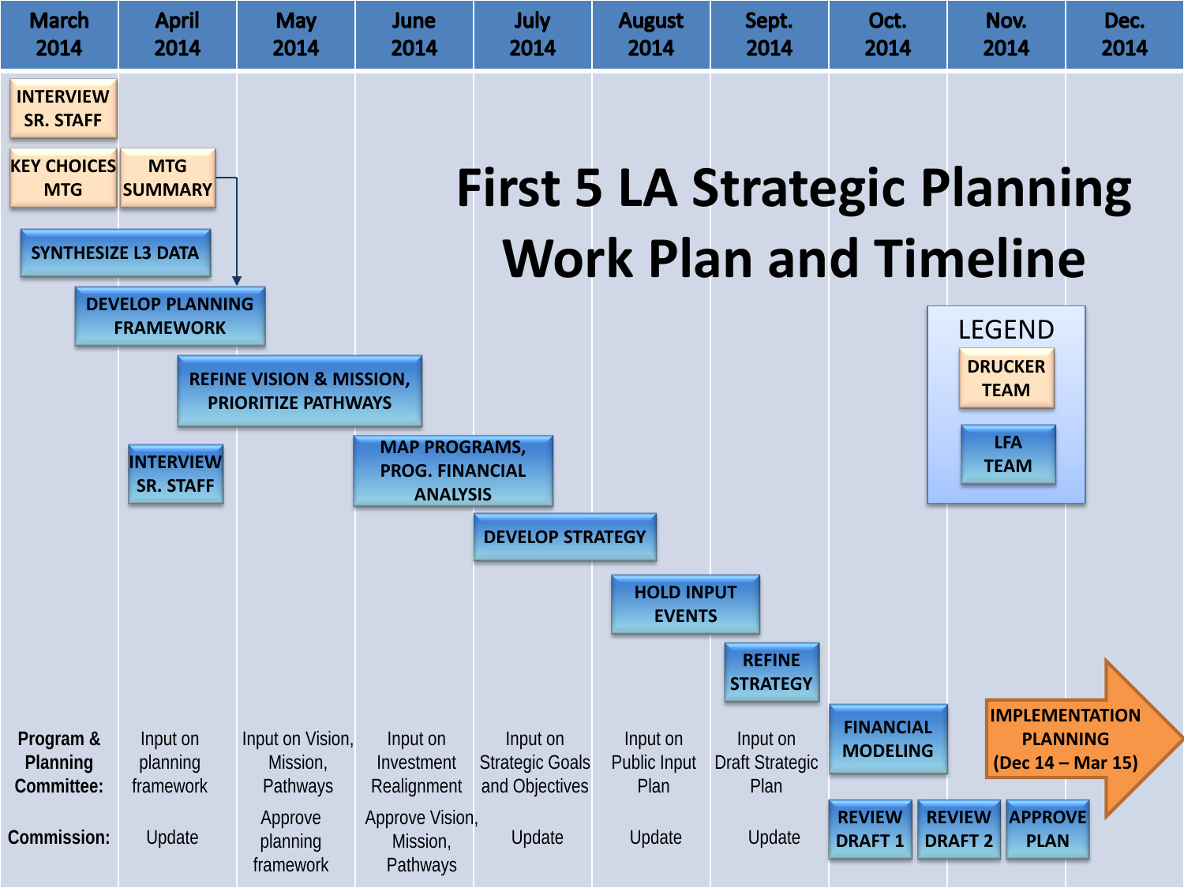# First 5 LA Strategic Planning Work Plan and Timeline

| March 2014 | April 2014 | May 2014 | June 2014 | July 2014 | August 2014 | Sept. 2014 | Oct. 2014 | Nov. 2014 | Dec. 2014 |
|---|---|---|---|---|---|---|---|---|---|

**LEGEND**
- DRUCKER TEAM
- LFA TEAM

**Drucker Team activities:**
- INTERVIEW SR. STAFF (March 2014)
- KEY CHOICES MTG (March 2014)
- MTG SUMMARY (April 2014)

**LFA Team activities:**
- SYNTHESIZE L3 DATA (March – April 2014)
- DEVELOP PLANNING FRAMEWORK (March – May 2014)
- REFINE VISION & MISSION, PRIORITIZE PATHWAYS (April – June 2014)
- INTERVIEW SR. STAFF (April 2014)
- MAP PROGRAMS, PROG. FINANCIAL ANALYSIS (June – July 2014)
- DEVELOP STRATEGY (July – August 2014)
- HOLD INPUT EVENTS (August – Sept. 2014)
- REFINE STRATEGY (Sept. 2014)
- FINANCIAL MODELING (Oct. 2014)
- REVIEW DRAFT 1 (Oct. 2014)
- REVIEW DRAFT 2 (Nov. 2014)
- APPROVE PLAN (Dec. 2014)

**IMPLEMENTATION PLANNING (Dec 14 – Mar 15)**

| | April 2014 | May 2014 | June 2014 | July 2014 | August 2014 | Sept. 2014 |
|---|---|---|---|---|---|---|
| **Program & Planning Committee:** | Input on planning framework | Input on Vision, Mission, Pathways | Input on Investment Realignment | Input on Strategic Goals and Objectives | Input on Public Input Plan | Input on Draft Strategic Plan |
| **Commission:** | Update | Approve planning framework | Approve Vision, Mission, Pathways | Update | Update | Update |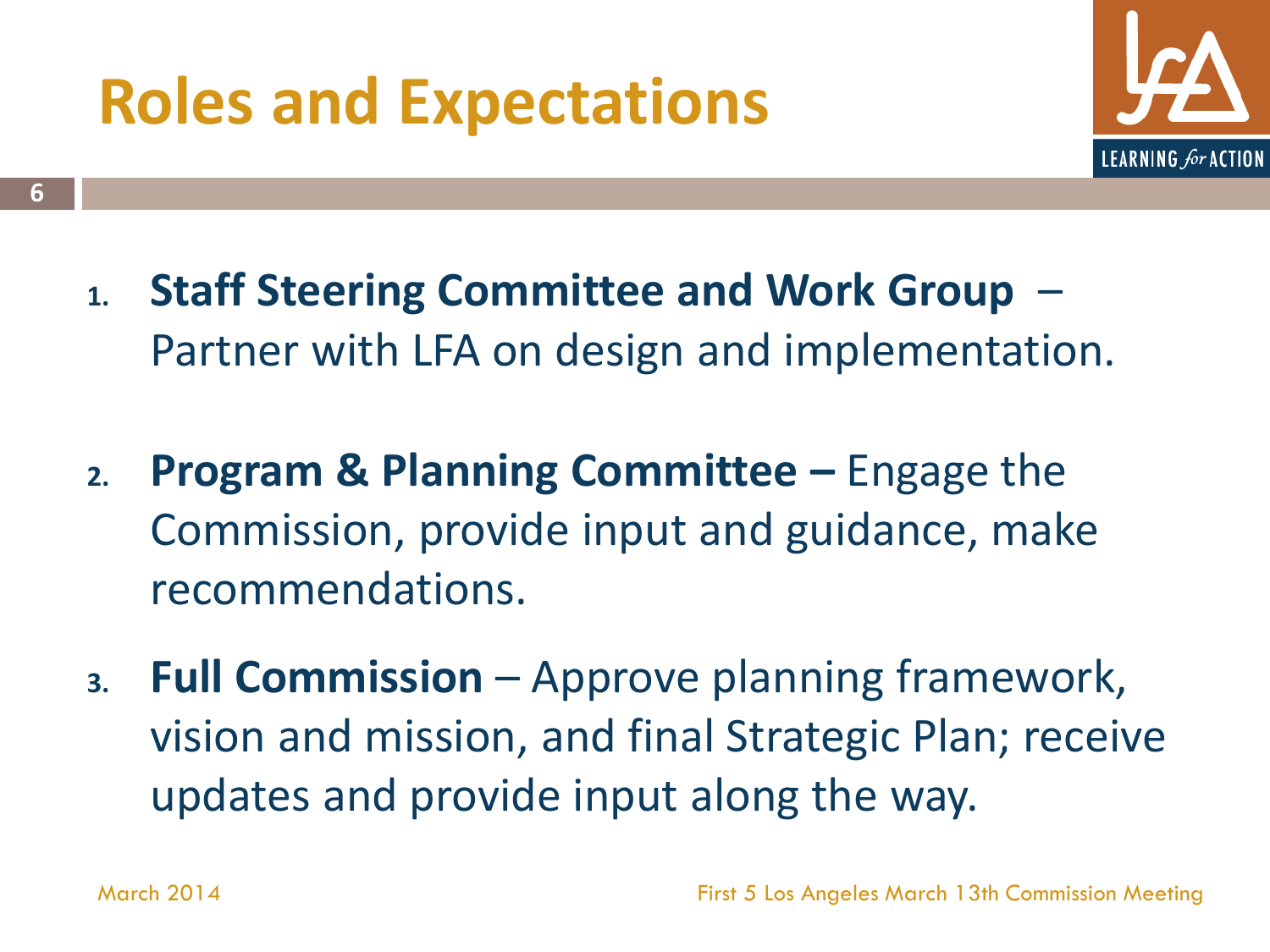# Roles and Expectations

1. **Staff Steering Committee and Work Group** – Partner with LFA on design and implementation.
2. **Program & Planning Committee –** Engage the Commission, provide input and guidance, make recommendations.
3. **Full Commission** – Approve planning framework, vision and mission, and final Strategic Plan; receive updates and provide input along the way.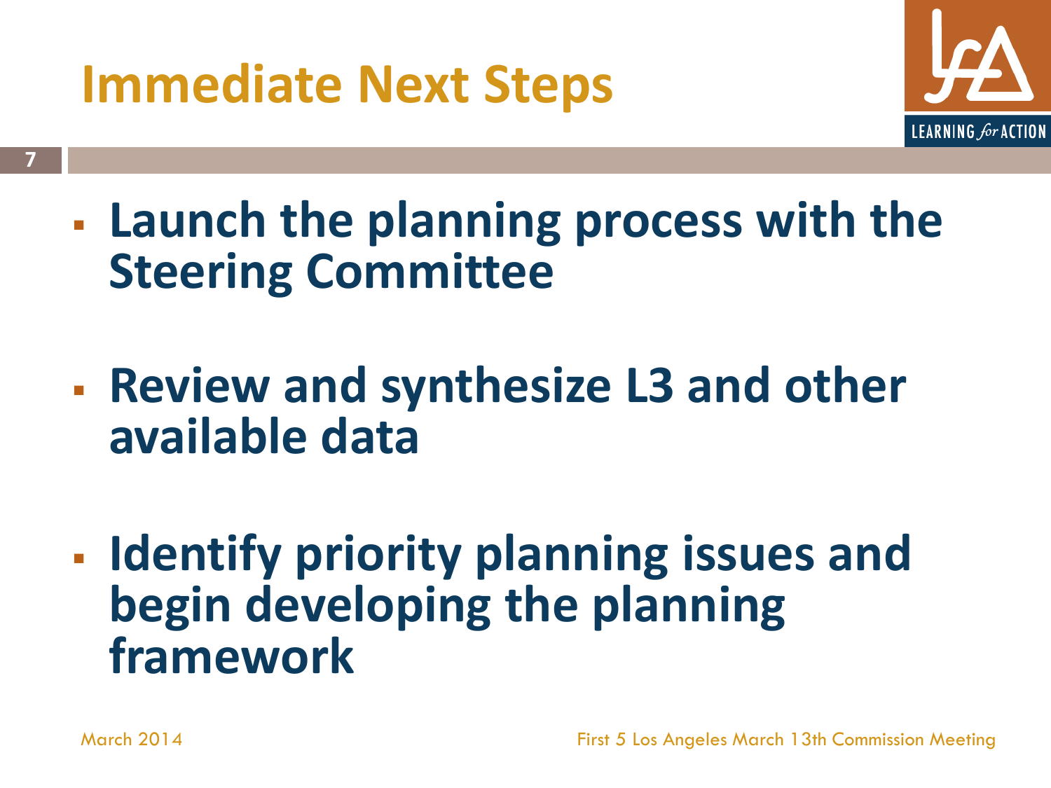# Immediate Next Steps

- **Launch the planning process with the Steering Committee**
- **Review and synthesize L3 and other available data**
- **Identify priority planning issues and begin developing the planning framework**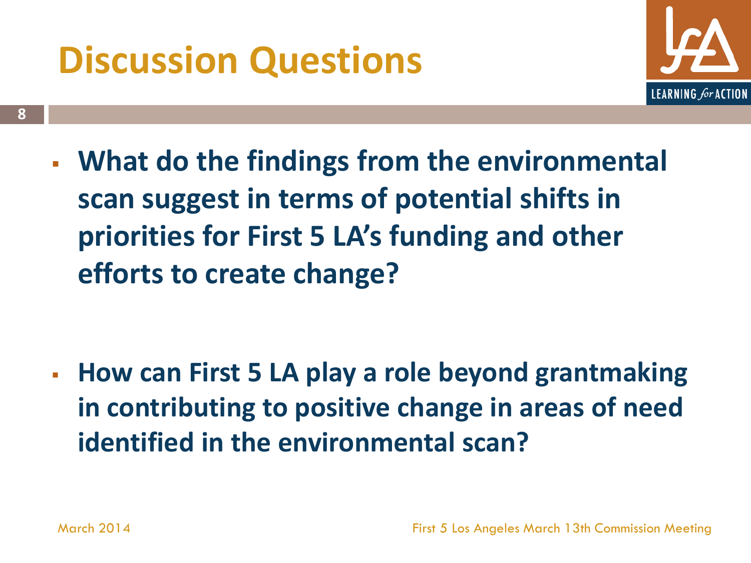# Discussion Questions

- **What do the findings from the environmental scan suggest in terms of potential shifts in priorities for First 5 LA's funding and other efforts to create change?**

- **How can First 5 LA play a role beyond grantmaking in contributing to positive change in areas of need identified in the environmental scan?**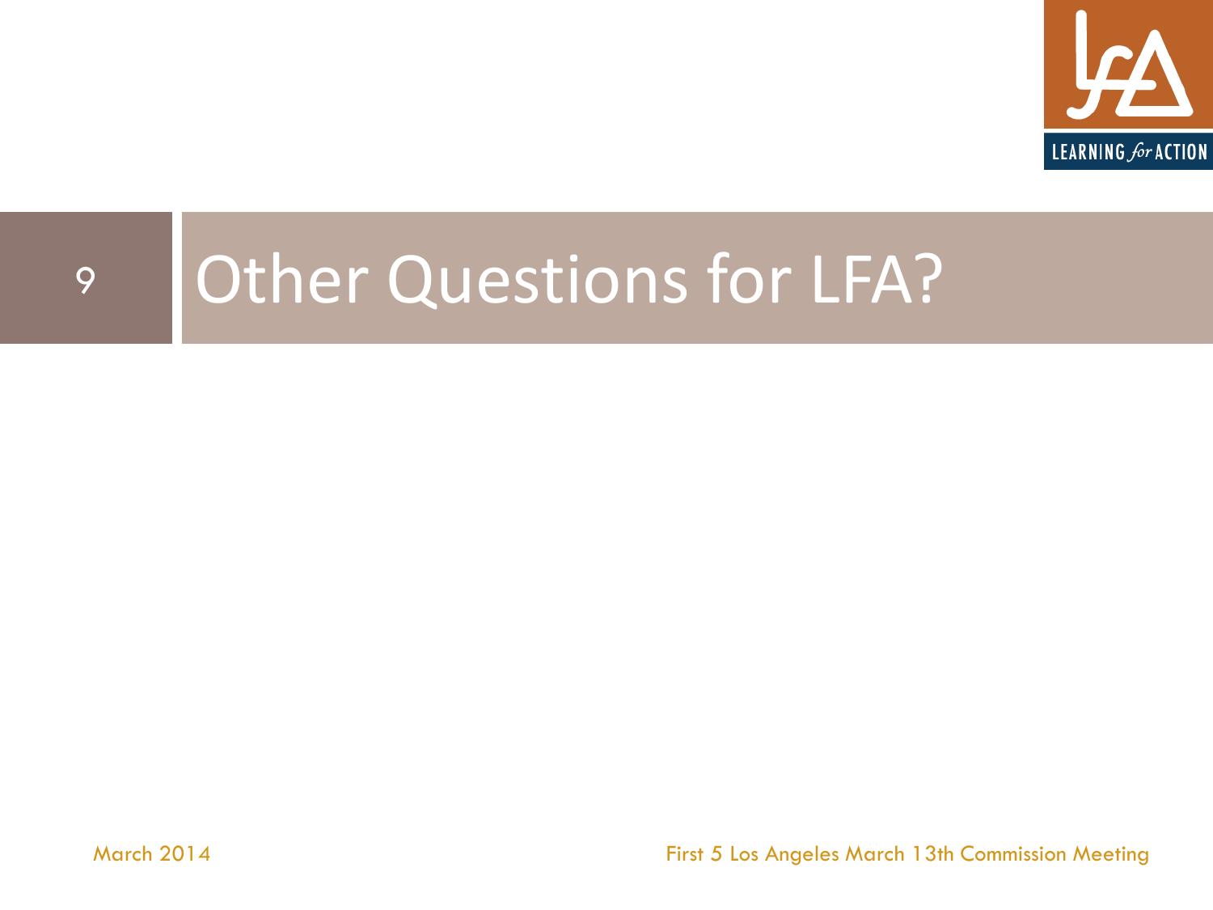# Other Questions for LFA?